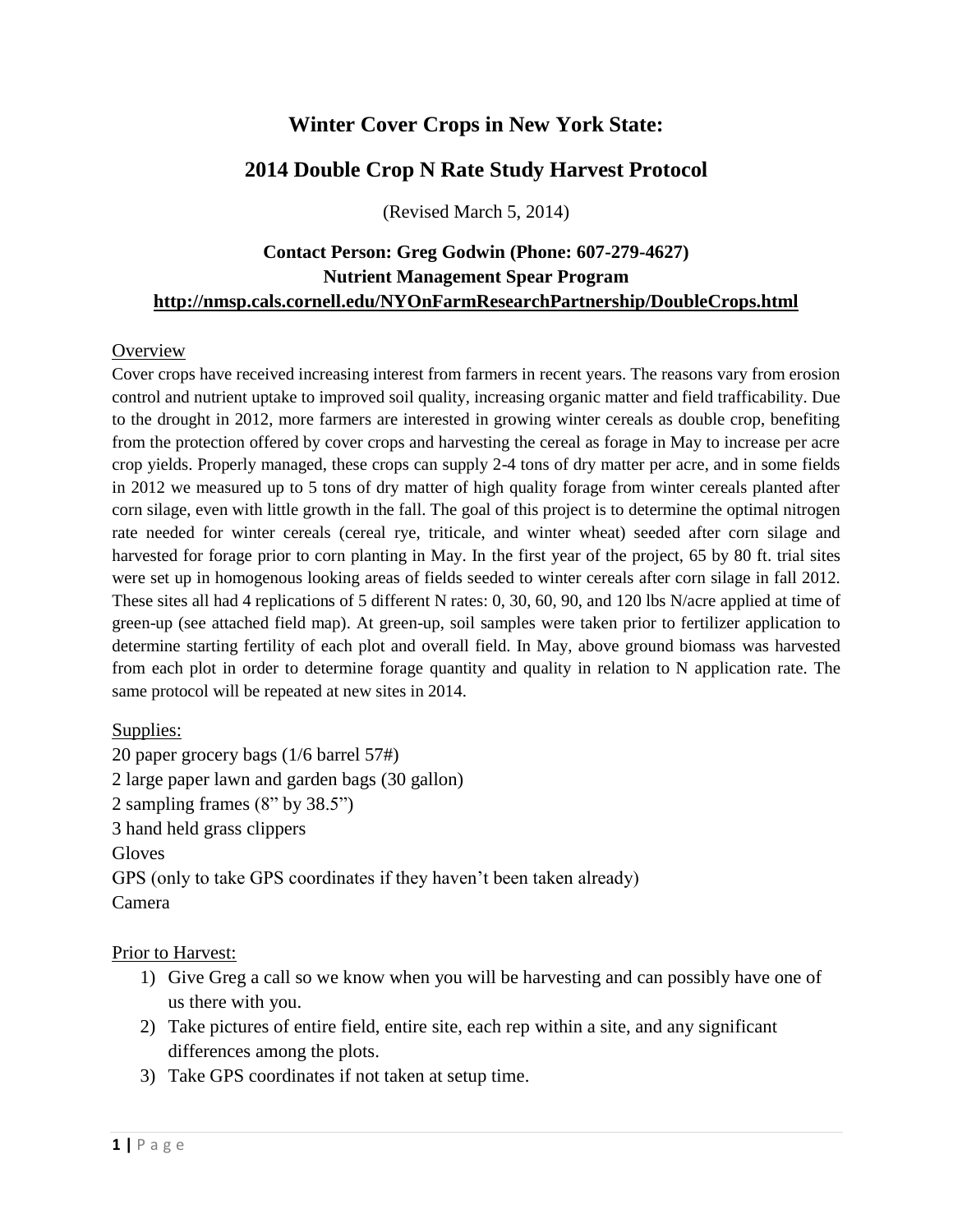# Winter Cover Crops in New York State:

## 2014 Double Crop N Rate Study Harvest Protocol

(Revised March 5, 2014)

**Contact Person: Greg Godwin (Phone: 607-279-4627)**
**Nutrient Management Spear Program**
**http://nmsp.cals.cornell.edu/NYOnFarmResearchPartnership/DoubleCrops.html**

### Overview

Cover crops have received increasing interest from farmers in recent years. The reasons vary from erosion control and nutrient uptake to improved soil quality, increasing organic matter and field trafficability. Due to the drought in 2012, more farmers are interested in growing winter cereals as double crop, benefiting from the protection offered by cover crops and harvesting the cereal as forage in May to increase per acre crop yields. Properly managed, these crops can supply 2-4 tons of dry matter per acre, and in some fields in 2012 we measured up to 5 tons of dry matter of high quality forage from winter cereals planted after corn silage, even with little growth in the fall. The goal of this project is to determine the optimal nitrogen rate needed for winter cereals (cereal rye, triticale, and winter wheat) seeded after corn silage and harvested for forage prior to corn planting in May. In the first year of the project, 65 by 80 ft. trial sites were set up in homogenous looking areas of fields seeded to winter cereals after corn silage in fall 2012. These sites all had 4 replications of 5 different N rates: 0, 30, 60, 90, and 120 lbs N/acre applied at time of green-up (see attached field map). At green-up, soil samples were taken prior to fertilizer application to determine starting fertility of each plot and overall field. In May, above ground biomass was harvested from each plot in order to determine forage quantity and quality in relation to N application rate. The same protocol will be repeated at new sites in 2014.

### Supplies:

20 paper grocery bags (1/6 barrel 57#)
2 large paper lawn and garden bags (30 gallon)
2 sampling frames (8" by 38.5")
3 hand held grass clippers
Gloves
GPS (only to take GPS coordinates if they haven't been taken already)
Camera

### Prior to Harvest:

1) Give Greg a call so we know when you will be harvesting and can possibly have one of us there with you.
2) Take pictures of entire field, entire site, each rep within a site, and any significant differences among the plots.
3) Take GPS coordinates if not taken at setup time.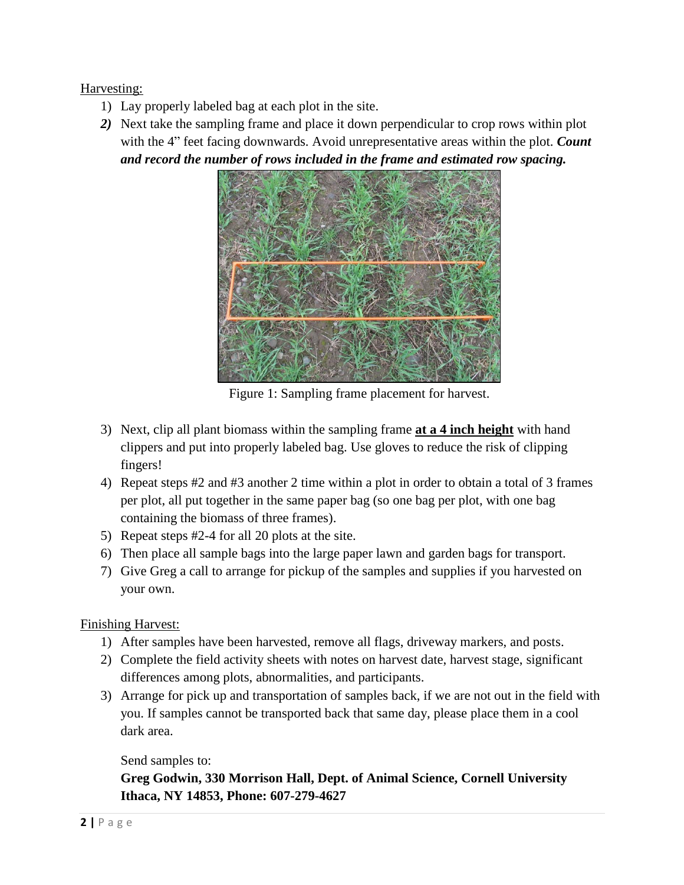Harvesting:

1) Lay properly labeled bag at each plot in the site.
2) Next take the sampling frame and place it down perpendicular to crop rows within plot with the 4" feet facing downwards. Avoid unrepresentative areas within the plot. ***Count and record the number of rows included in the frame and estimated row spacing.***

Figure 1: Sampling frame placement for harvest.

3) Next, clip all plant biomass within the sampling frame **at a 4 inch height** with hand clippers and put into properly labeled bag. Use gloves to reduce the risk of clipping fingers!
4) Repeat steps #2 and #3 another 2 time within a plot in order to obtain a total of 3 frames per plot, all put together in the same paper bag (so one bag per plot, with one bag containing the biomass of three frames).
5) Repeat steps #2-4 for all 20 plots at the site.
6) Then place all sample bags into the large paper lawn and garden bags for transport.
7) Give Greg a call to arrange for pickup of the samples and supplies if you harvested on your own.

Finishing Harvest:

1) After samples have been harvested, remove all flags, driveway markers, and posts.
2) Complete the field activity sheets with notes on harvest date, harvest stage, significant differences among plots, abnormalities, and participants.
3) Arrange for pick up and transportation of samples back, if we are not out in the field with you. If samples cannot be transported back that same day, please place them in a cool dark area.

   Send samples to:

   **Greg Godwin, 330 Morrison Hall, Dept. of Animal Science, Cornell University Ithaca, NY 14853, Phone: 607-279-4627**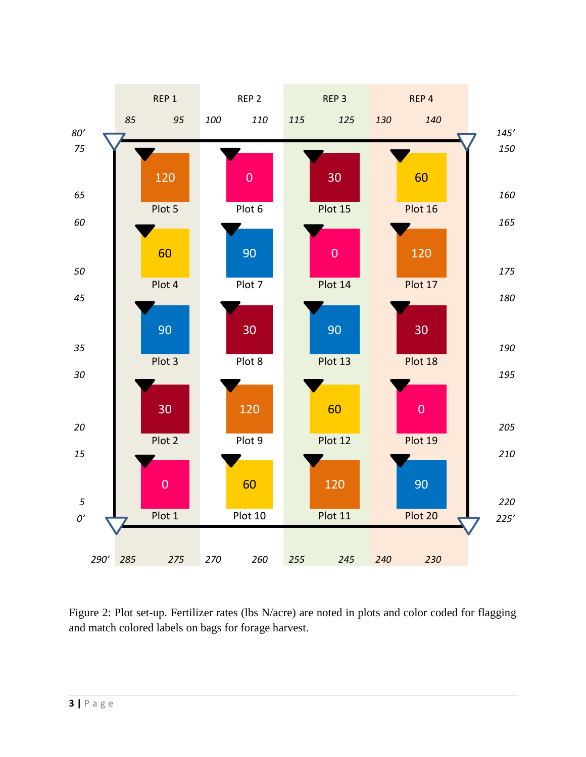| Left (ft) | REP 1 | REP 2 | REP 3 | REP 4 | Right (ft) |
|---|---|---|---|---|---|
| | 85 – 95 | 100 – 110 | 115 – 125 | 130 – 140 | |
| 80′ / 75 – 65 | 120<br>Plot 5 | 0<br>Plot 6 | 30<br>Plot 15 | 60<br>Plot 16 | 145′ / 150 – 160 |
| 60 – 50 | 60<br>Plot 4 | 90<br>Plot 7 | 0<br>Plot 14 | 120<br>Plot 17 | 165 – 175 |
| 45 – 35 | 90<br>Plot 3 | 30<br>Plot 8 | 90<br>Plot 13 | 30<br>Plot 18 | 180 – 190 |
| 30 – 20 | 30<br>Plot 2 | 120<br>Plot 9 | 60<br>Plot 12 | 0<br>Plot 19 | 195 – 205 |
| 15 – 5 / 0′ | 0<br>Plot 1 | 60<br>Plot 10 | 120<br>Plot 11 | 90<br>Plot 20 | 210 – 220 / 225′ |
| 290′ | 285 – 275 | 270 – 260 | 255 – 245 | 240 – 230 | |

Figure 2: Plot set-up. Fertilizer rates (lbs N/acre) are noted in plots and color coded for flagging and match colored labels on bags for forage harvest.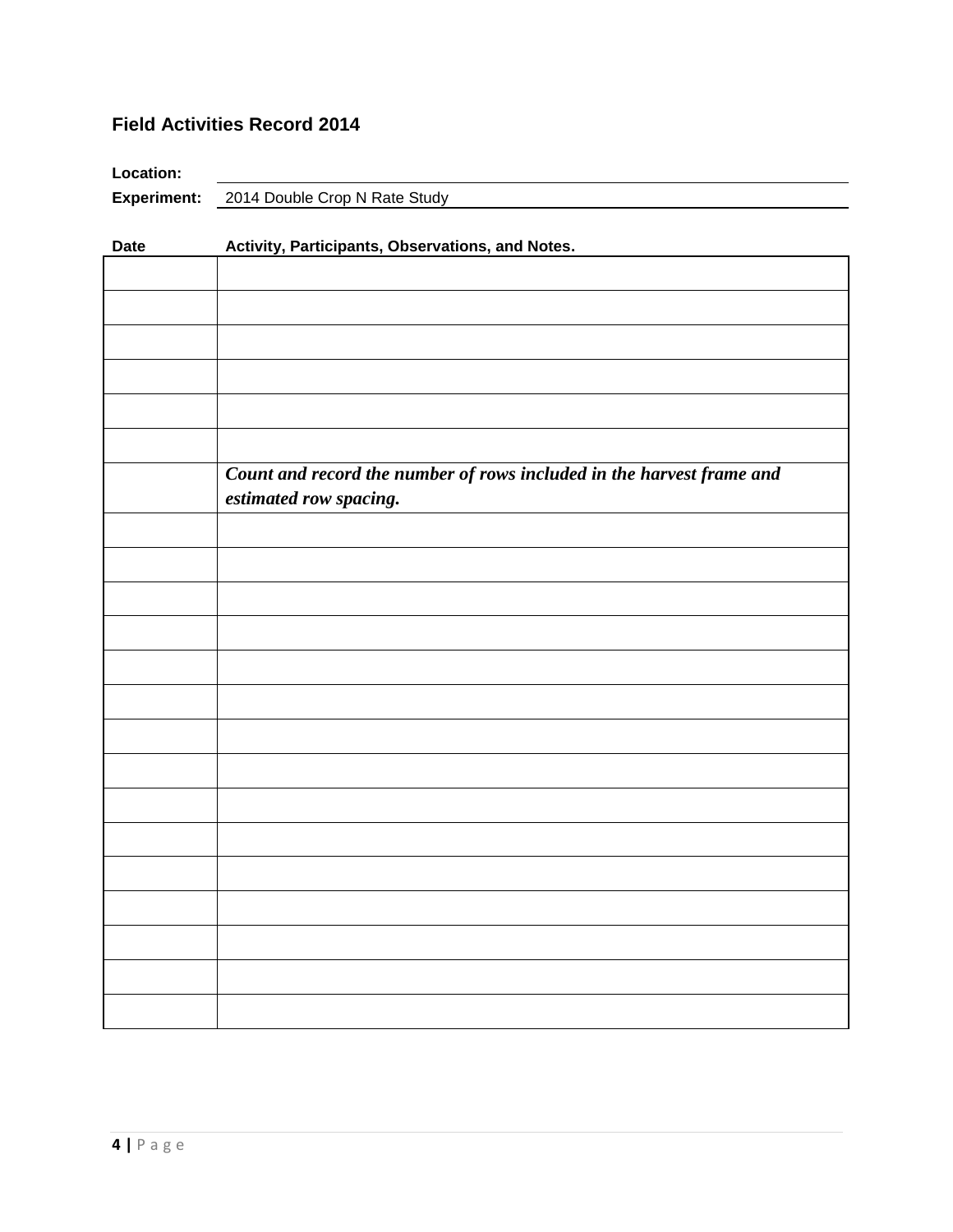## Field Activities Record 2014

**Location:**

**Experiment:** 2014 Double Crop N Rate Study

| Date | Activity, Participants, Observations, and Notes. |
|---|---|
| | |
| | |
| | |
| | |
| | |
| | |
| | ***Count and record the number of rows included in the harvest frame and estimated row spacing.*** |
| | |
| | |
| | |
| | |
| | |
| | |
| | |
| | |
| | |
| | |
| | |
| | |
| | |
| | |
| | |